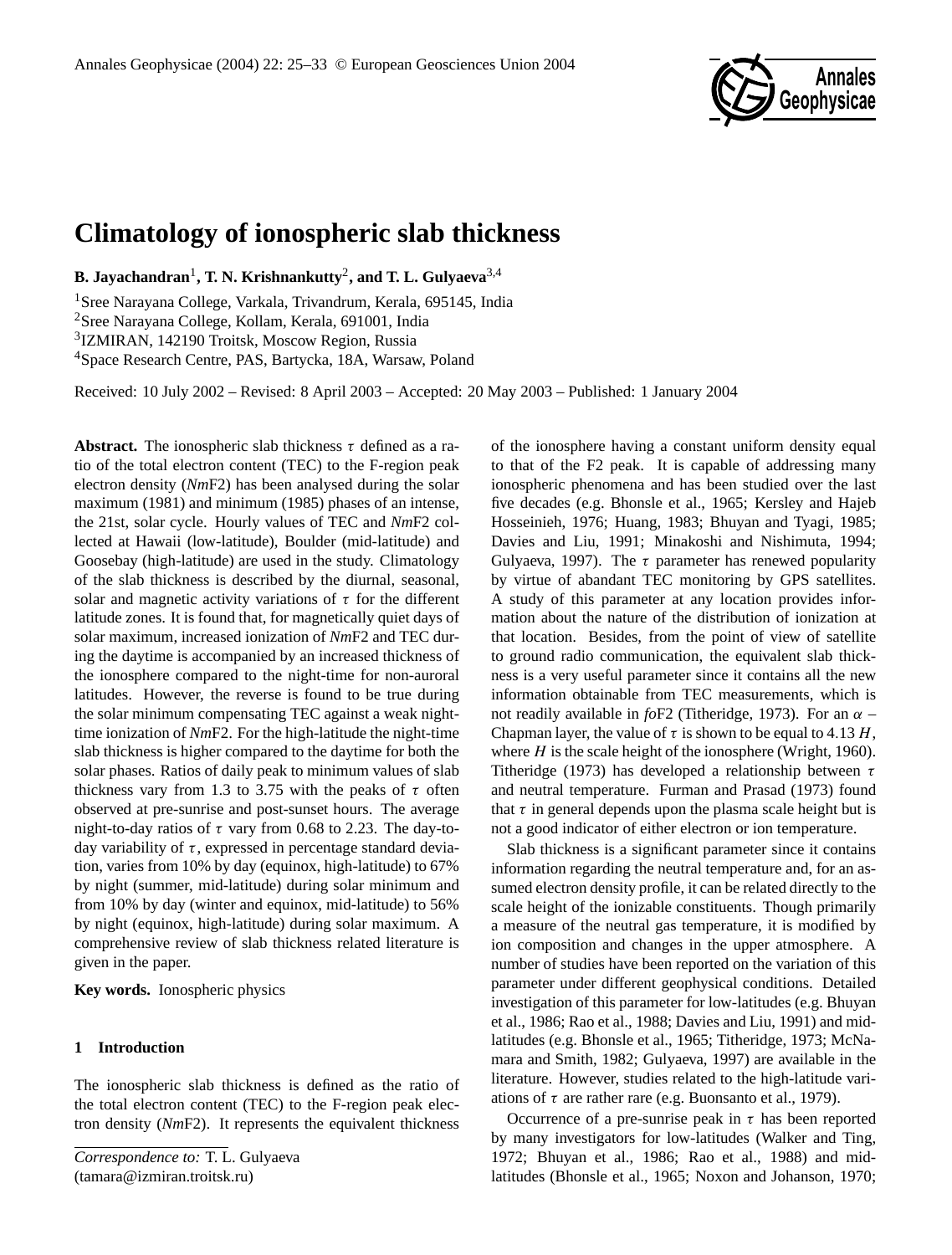# Climatology of ionospheric slab thickness

**B. Jayachandran**[1], **T. N. Krishnankutty**[2], **and T. L. Gulyaeva**[3,4]

[1]Sree Narayana College, Varkala, Trivandrum, Kerala, 695145, India
[2]Sree Narayana College, Kollam, Kerala, 691001, India
[3]IZMIRAN, 142190 Troitsk, Moscow Region, Russia
[4]Space Research Centre, PAS, Bartycka, 18A, Warsaw, Poland

Received: 10 July 2002 – Revised: 8 April 2003 – Accepted: 20 May 2003 – Published: 1 January 2004

**Abstract.** The ionospheric slab thickness $\tau$ defined as a ratio of the total electron content (TEC) to the F-region peak electron density (*Nm*F2) has been analysed during the solar maximum (1981) and minimum (1985) phases of an intense, the 21st, solar cycle. Hourly values of TEC and *Nm*F2 collected at Hawaii (low-latitude), Boulder (mid-latitude) and Goosebay (high-latitude) are used in the study. Climatology of the slab thickness is described by the diurnal, seasonal, solar and magnetic activity variations of $\tau$ for the different latitude zones. It is found that, for magnetically quiet days of solar maximum, increased ionization of *Nm*F2 and TEC during the daytime is accompanied by an increased thickness of the ionosphere compared to the night-time for non-auroral latitudes. However, the reverse is found to be true during the solar minimum compensating TEC against a weak night-time ionization of *Nm*F2. For the high-latitude the night-time slab thickness is higher compared to the daytime for both the solar phases. Ratios of daily peak to minimum values of slab thickness vary from 1.3 to 3.75 with the peaks of $\tau$ often observed at pre-sunrise and post-sunset hours. The average night-to-day ratios of $\tau$ vary from 0.68 to 2.23. The day-to-day variability of $\tau$, expressed in percentage standard deviation, varies from 10% by day (equinox, high-latitude) to 67% by night (summer, mid-latitude) during solar minimum and from 10% by day (winter and equinox, mid-latitude) to 56% by night (equinox, high-latitude) during solar maximum. A comprehensive review of slab thickness related literature is given in the paper.

**Key words.** Ionospheric physics

## 1 Introduction

The ionospheric slab thickness is defined as the ratio of the total electron content (TEC) to the F-region peak electron density (*Nm*F2). It represents the equivalent thickness of the ionosphere having a constant uniform density equal to that of the F2 peak. It is capable of addressing many ionospheric phenomena and has been studied over the last five decades (e.g. Bhonsle et al., 1965; Kersley and Hajeb Hosseinieh, 1976; Huang, 1983; Bhuyan and Tyagi, 1985; Davies and Liu, 1991; Minakoshi and Nishimuta, 1994; Gulyaeva, 1997). The $\tau$ parameter has renewed popularity by virtue of abandant TEC monitoring by GPS satellites. A study of this parameter at any location provides information about the nature of the distribution of ionization at that location. Besides, from the point of view of satellite to ground radio communication, the equivalent slab thickness is a very useful parameter since it contains all the new information obtainable from TEC measurements, which is not readily available in *fo*F2 (Titheridge, 1973). For an $\alpha$ – Chapman layer, the value of $\tau$ is shown to be equal to $4.13\,H$, where $H$ is the scale height of the ionosphere (Wright, 1960). Titheridge (1973) has developed a relationship between $\tau$ and neutral temperature. Furman and Prasad (1973) found that $\tau$ in general depends upon the plasma scale height but is not a good indicator of either electron or ion temperature.

Slab thickness is a significant parameter since it contains information regarding the neutral temperature and, for an assumed electron density profile, it can be related directly to the scale height of the ionizable constituents. Though primarily a measure of the neutral gas temperature, it is modified by ion composition and changes in the upper atmosphere. A number of studies have been reported on the variation of this parameter under different geophysical conditions. Detailed investigation of this parameter for low-latitudes (e.g. Bhuyan et al., 1986; Rao et al., 1988; Davies and Liu, 1991) and mid-latitudes (e.g. Bhonsle et al., 1965; Titheridge, 1973; McNamara and Smith, 1982; Gulyaeva, 1997) are available in the literature. However, studies related to the high-latitude variations of $\tau$ are rather rare (e.g. Buonsanto et al., 1979).

Occurrence of a pre-sunrise peak in $\tau$ has been reported by many investigators for low-latitudes (Walker and Ting, 1972; Bhuyan et al., 1986; Rao et al., 1988) and mid-latitudes (Bhonsle et al., 1965; Noxon and Johanson, 1970;

*Correspondence to:* T. L. Gulyaeva
(tamara@izmiran.troitsk.ru)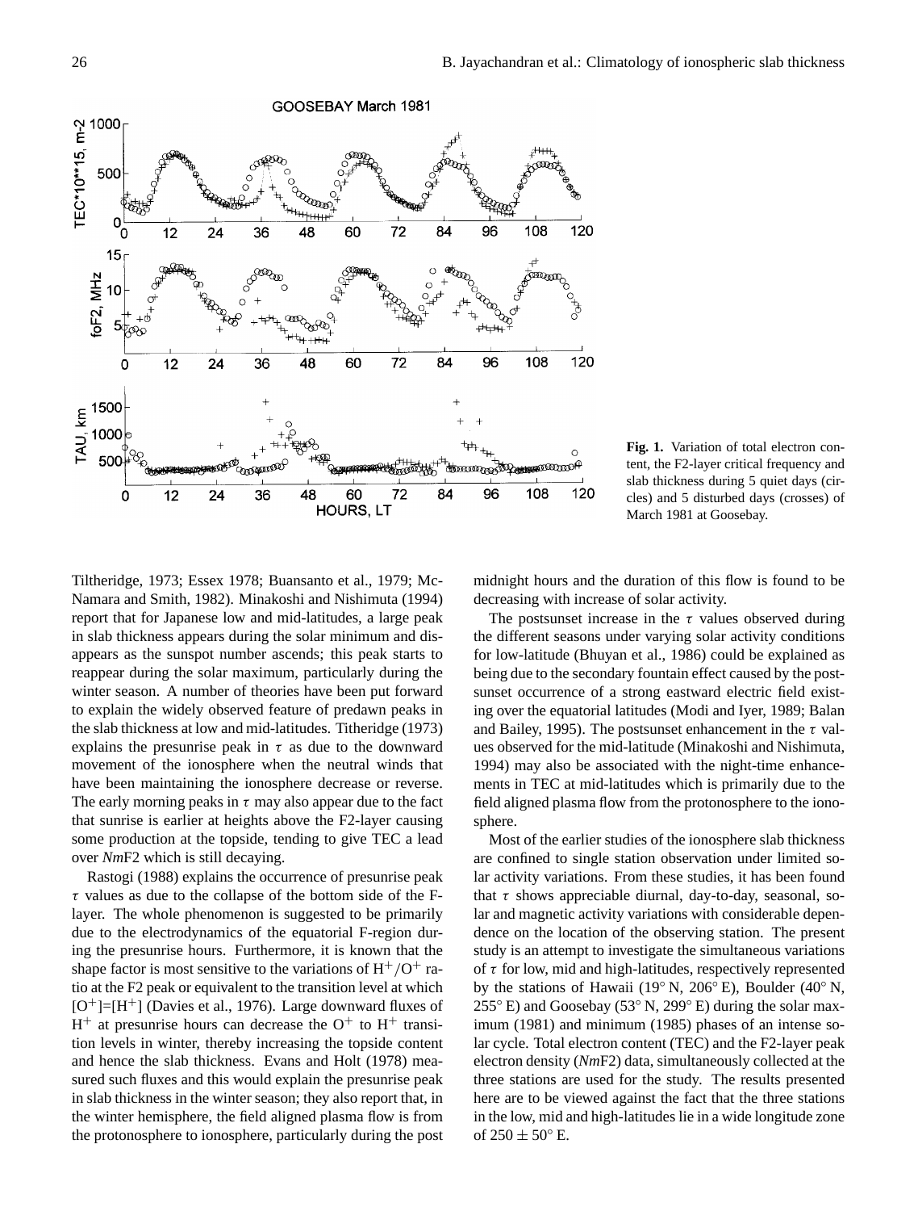Fig. 1. Variation of total electron content, the F2-layer critical frequency and slab thickness during 5 quiet days (circles) and 5 disturbed days (crosses) of March 1981 at Goosebay.

Tiltheridge, 1973; Essex 1978; Buansanto et al., 1979; McNamara and Smith, 1982). Minakoshi and Nishimuta (1994) report that for Japanese low and mid-latitudes, a large peak in slab thickness appears during the solar minimum and disappears as the sunspot number ascends; this peak starts to reappear during the solar maximum, particularly during the winter season. A number of theories have been put forward to explain the widely observed feature of predawn peaks in the slab thickness at low and mid-latitudes. Titheridge (1973) explains the presunrise peak in $\tau$ as due to the downward movement of the ionosphere when the neutral winds that have been maintaining the ionosphere decrease or reverse. The early morning peaks in $\tau$ may also appear due to the fact that sunrise is earlier at heights above the F2-layer causing some production at the topside, tending to give TEC a lead over *Nm*F2 which is still decaying.

Rastogi (1988) explains the occurrence of presunrise peak $\tau$ values as due to the collapse of the bottom side of the F-layer. The whole phenomenon is suggested to be primarily due to the electrodynamics of the equatorial F-region during the presunrise hours. Furthermore, it is known that the shape factor is most sensitive to the variations of $H^+/O^+$ ratio at the F2 peak or equivalent to the transition level at which $[O^+]=[H^+]$ (Davies et al., 1976). Large downward fluxes of $H^+$ at presunrise hours can decrease the $O^+$ to $H^+$ transition levels in winter, thereby increasing the topside content and hence the slab thickness. Evans and Holt (1978) measured such fluxes and this would explain the presunrise peak in slab thickness in the winter season; they also report that, in the winter hemisphere, the field aligned plasma flow is from the protonosphere to ionosphere, particularly during the post midnight hours and the duration of this flow is found to be decreasing with increase of solar activity.

The postsunset increase in the $\tau$ values observed during the different seasons under varying solar activity conditions for low-latitude (Bhuyan et al., 1986) could be explained as being due to the secondary fountain effect caused by the postsunset occurrence of a strong eastward electric field existing over the equatorial latitudes (Modi and Iyer, 1989; Balan and Bailey, 1995). The postsunset enhancement in the $\tau$ values observed for the mid-latitude (Minakoshi and Nishimuta, 1994) may also be associated with the night-time enhancements in TEC at mid-latitudes which is primarily due to the field aligned plasma flow from the protonosphere to the ionosphere.

Most of the earlier studies of the ionosphere slab thickness are confined to single station observation under limited solar activity variations. From these studies, it has been found that $\tau$ shows appreciable diurnal, day-to-day, seasonal, solar and magnetic activity variations with considerable dependence on the location of the observing station. The present study is an attempt to investigate the simultaneous variations of $\tau$ for low, mid and high-latitudes, respectively represented by the stations of Hawaii (19° N, 206° E), Boulder (40° N, 255° E) and Goosebay (53° N, 299° E) during the solar maximum (1981) and minimum (1985) phases of an intense solar cycle. Total electron content (TEC) and the F2-layer peak electron density (*Nm*F2) data, simultaneously collected at the three stations are used for the study. The results presented here are to be viewed against the fact that the three stations in the low, mid and high-latitudes lie in a wide longitude zone of $250 \pm 50°$ E.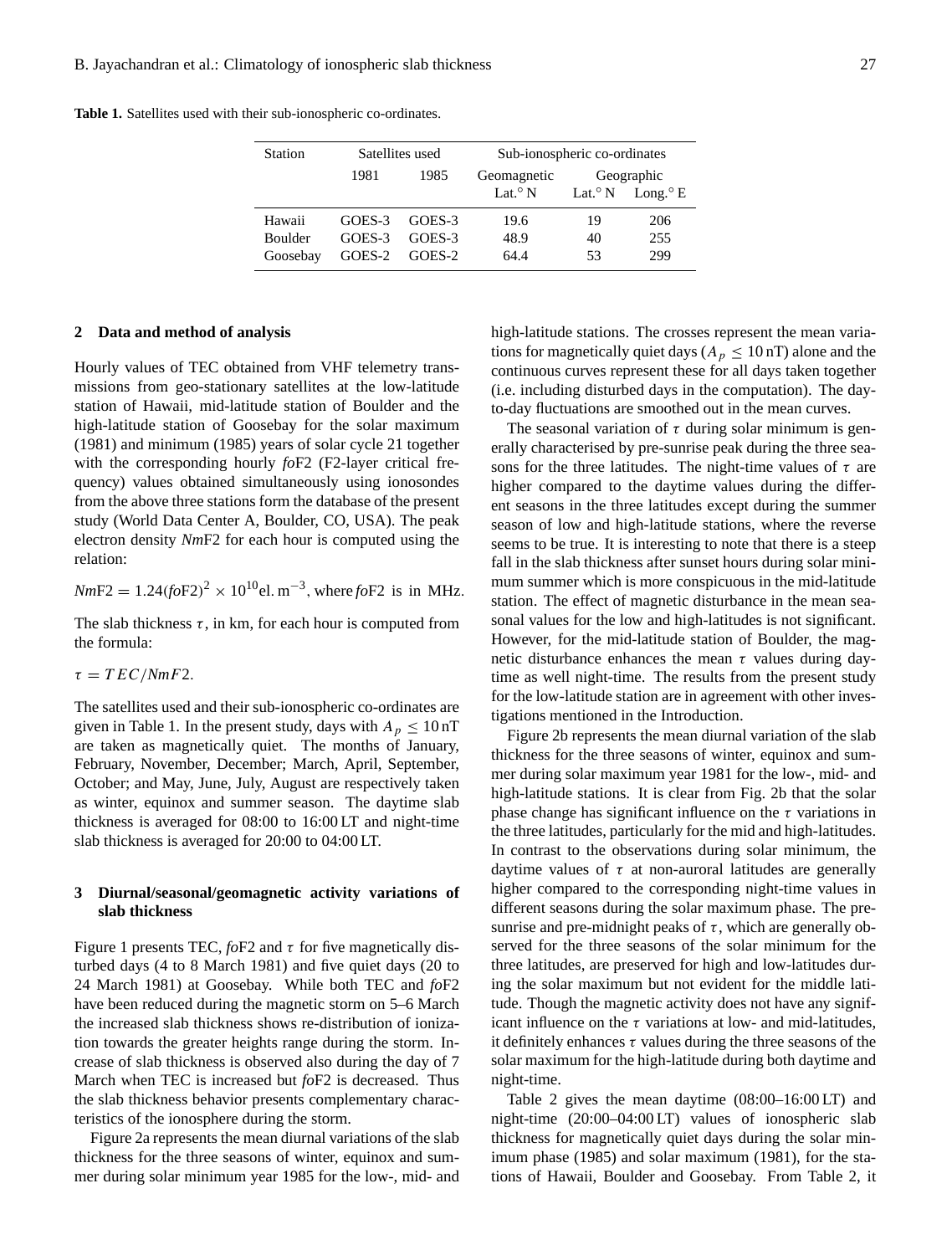**Table 1.** Satellites used with their sub-ionospheric co-ordinates.

| Station | Satellites used | | Sub-ionospheric co-ordinates | | |
|---|---|---|---|---|---|
| | 1981 | 1985 | Geomagnetic | Geographic | |
| | | | Lat.° N | Lat.° N | Long.° E |
| Hawaii | GOES-3 | GOES-3 | 19.6 | 19 | 206 |
| Boulder | GOES-3 | GOES-3 | 48.9 | 40 | 255 |
| Goosebay | GOES-2 | GOES-2 | 64.4 | 53 | 299 |

## 2 Data and method of analysis

Hourly values of TEC obtained from VHF telemetry transmissions from geo-stationary satellites at the low-latitude station of Hawaii, mid-latitude station of Boulder and the high-latitude station of Goosebay for the solar maximum (1981) and minimum (1985) years of solar cycle 21 together with the corresponding hourly *fo*F2 (F2-layer critical frequency) values obtained simultaneously using ionosondes from the above three stations form the database of the present study (World Data Center A, Boulder, CO, USA). The peak electron density *Nm*F2 for each hour is computed using the relation:

$NmF2 = 1.24(foF2)^2 \times 10^{10}\text{el. m}^{-3}$, where *fo*F2 is in MHz.

The slab thickness $\tau$, in km, for each hour is computed from the formula:

$\tau = TEC/NmF2.$

The satellites used and their sub-ionospheric co-ordinates are given in Table 1. In the present study, days with $A_p \leq 10\,\text{nT}$ are taken as magnetically quiet. The months of January, February, November, December; March, April, September, October; and May, June, July, August are respectively taken as winter, equinox and summer season. The daytime slab thickness is averaged for 08:00 to 16:00 LT and night-time slab thickness is averaged for 20:00 to 04:00 LT.

## 3 Diurnal/seasonal/geomagnetic activity variations of slab thickness

Figure 1 presents TEC, *fo*F2 and $\tau$ for five magnetically disturbed days (4 to 8 March 1981) and five quiet days (20 to 24 March 1981) at Goosebay. While both TEC and *fo*F2 have been reduced during the magnetic storm on 5–6 March the increased slab thickness shows re-distribution of ionization towards the greater heights range during the storm. Increase of slab thickness is observed also during the day of 7 March when TEC is increased but *fo*F2 is decreased. Thus the slab thickness behavior presents complementary characteristics of the ionosphere during the storm.

Figure 2a represents the mean diurnal variations of the slab thickness for the three seasons of winter, equinox and summer during solar minimum year 1985 for the low-, mid- and high-latitude stations. The crosses represent the mean variations for magnetically quiet days ($A_p \leq 10\,\text{nT}$) alone and the continuous curves represent these for all days taken together (i.e. including disturbed days in the computation). The day-to-day fluctuations are smoothed out in the mean curves.

The seasonal variation of $\tau$ during solar minimum is generally characterised by pre-sunrise peak during the three seasons for the three latitudes. The night-time values of $\tau$ are higher compared to the daytime values during the different seasons in the three latitudes except during the summer season of low and high-latitude stations, where the reverse seems to be true. It is interesting to note that there is a steep fall in the slab thickness after sunset hours during solar minimum summer which is more conspicuous in the mid-latitude station. The effect of magnetic disturbance in the mean seasonal values for the low and high-latitudes is not significant. However, for the mid-latitude station of Boulder, the magnetic disturbance enhances the mean $\tau$ values during daytime as well night-time. The results from the present study for the low-latitude station are in agreement with other investigations mentioned in the Introduction.

Figure 2b represents the mean diurnal variation of the slab thickness for the three seasons of winter, equinox and summer during solar maximum year 1981 for the low-, mid- and high-latitude stations. It is clear from Fig. 2b that the solar phase change has significant influence on the $\tau$ variations in the three latitudes, particularly for the mid and high-latitudes. In contrast to the observations during solar minimum, the daytime values of $\tau$ at non-auroral latitudes are generally higher compared to the corresponding night-time values in different seasons during the solar maximum phase. The pre-sunrise and pre-midnight peaks of $\tau$, which are generally observed for the three seasons of the solar minimum for the three latitudes, are preserved for high and low-latitudes during the solar maximum but not evident for the middle latitude. Though the magnetic activity does not have any significant influence on the $\tau$ variations at low- and mid-latitudes, it definitely enhances $\tau$ values during the three seasons of the solar maximum for the high-latitude during both daytime and night-time.

Table 2 gives the mean daytime (08:00–16:00 LT) and night-time (20:00–04:00 LT) values of ionospheric slab thickness for magnetically quiet days during the solar minimum phase (1985) and solar maximum (1981), for the stations of Hawaii, Boulder and Goosebay. From Table 2, it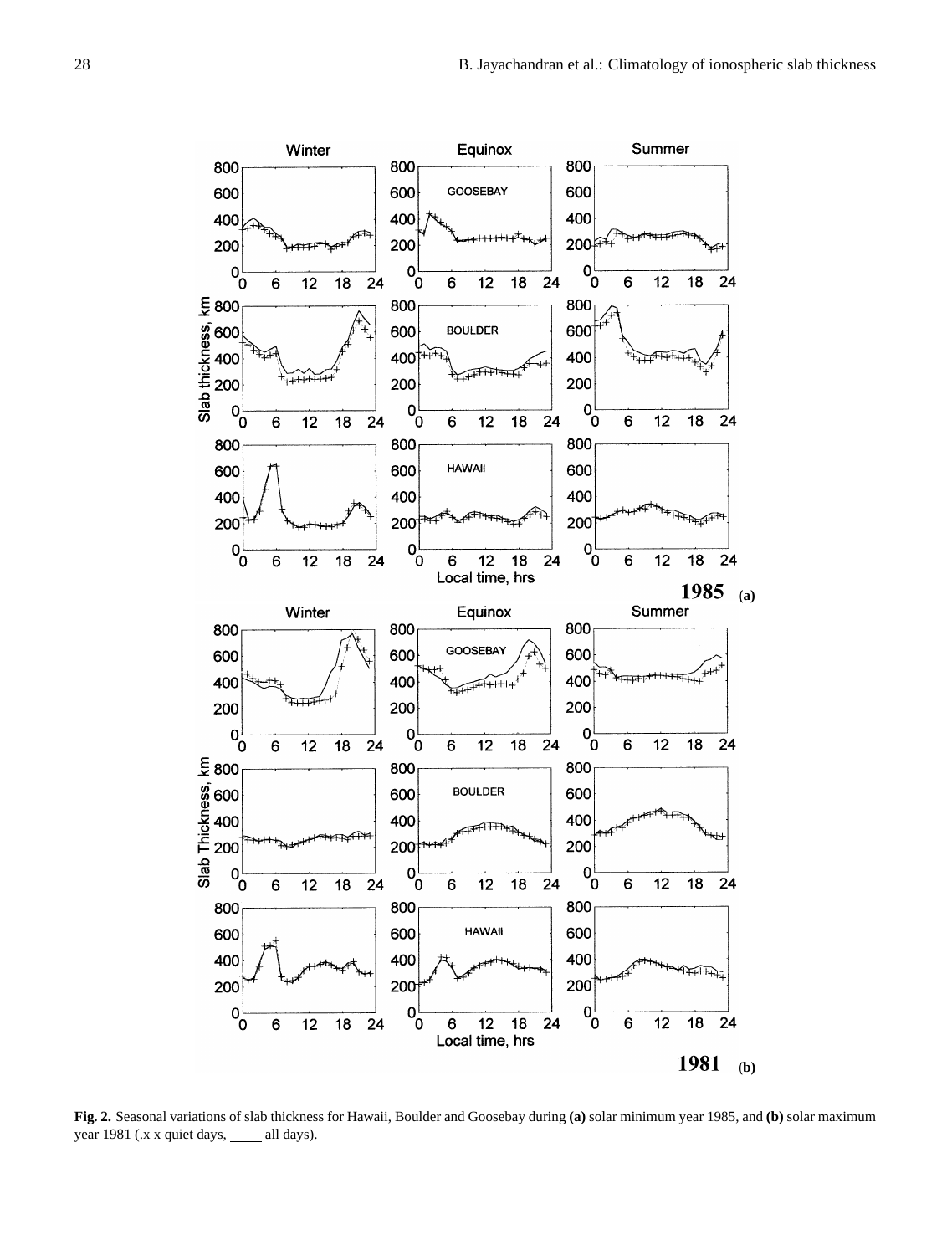**Fig. 2.** Seasonal variations of slab thickness for Hawaii, Boulder and Goosebay during **(a)** solar minimum year 1985, and **(b)** solar maximum year 1981 (.x x quiet days, ____ all days).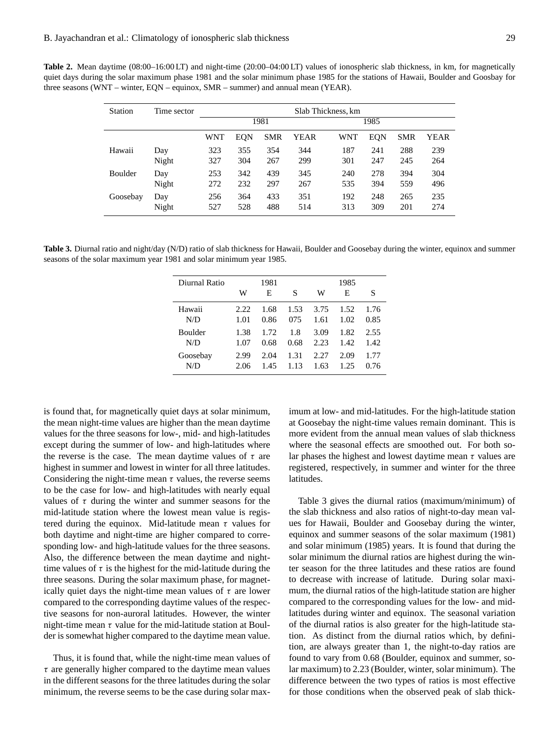**Table 2.** Mean daytime (08:00–16:00 LT) and night-time (20:00–04:00 LT) values of ionospheric slab thickness, in km, for magnetically quiet days during the solar maximum phase 1981 and the solar minimum phase 1985 for the stations of Hawaii, Boulder and Goosbay for three seasons (WNT – winter, EQN – equinox, SMR – summer) and annual mean (YEAR).

| Station | Time sector | Slab Thickness, km | | | | | | | |
|---|---|---|---|---|---|---|---|---|---|
| | | 1981 | | | | 1985 | | | |
| | | WNT | EQN | SMR | YEAR | WNT | EQN | SMR | YEAR |
| Hawaii | Day | 323 | 355 | 354 | 344 | 187 | 241 | 288 | 239 |
| | Night | 327 | 304 | 267 | 299 | 301 | 247 | 245 | 264 |
| Boulder | Day | 253 | 342 | 439 | 345 | 240 | 278 | 394 | 304 |
| | Night | 272 | 232 | 297 | 267 | 535 | 394 | 559 | 496 |
| Goosebay | Day | 256 | 364 | 433 | 351 | 192 | 248 | 265 | 235 |
| | Night | 527 | 528 | 488 | 514 | 313 | 309 | 201 | 274 |

**Table 3.** Diurnal ratio and night/day (N/D) ratio of slab thickness for Hawaii, Boulder and Goosebay during the winter, equinox and summer seasons of the solar maximum year 1981 and solar minimum year 1985.

| Diurnal Ratio | 1981 | | | 1985 | | |
|---|---|---|---|---|---|---|
| | W | E | S | W | E | S |
| Hawaii | 2.22 | 1.68 | 1.53 | 3.75 | 1.52 | 1.76 |
| N/D | 1.01 | 0.86 | 075 | 1.61 | 1.02 | 0.85 |
| Boulder | 1.38 | 1.72 | 1.8 | 3.09 | 1.82 | 2.55 |
| N/D | 1.07 | 0.68 | 0.68 | 2.23 | 1.42 | 1.42 |
| Goosebay | 2.99 | 2.04 | 1.31 | 2.27 | 2.09 | 1.77 |
| N/D | 2.06 | 1.45 | 1.13 | 1.63 | 1.25 | 0.76 |

is found that, for magnetically quiet days at solar minimum, the mean night-time values are higher than the mean daytime values for the three seasons for low-, mid- and high-latitudes except during the summer of low- and high-latitudes where the reverse is the case. The mean daytime values of $\tau$ are highest in summer and lowest in winter for all three latitudes. Considering the night-time mean $\tau$ values, the reverse seems to be the case for low- and high-latitudes with nearly equal values of $\tau$ during the winter and summer seasons for the mid-latitude station where the lowest mean value is registered during the equinox. Mid-latitude mean $\tau$ values for both daytime and night-time are higher compared to corresponding low- and high-latitude values for the three seasons. Also, the difference between the mean daytime and night-time values of $\tau$ is the highest for the mid-latitude during the three seasons. During the solar maximum phase, for magnetically quiet days the night-time mean values of $\tau$ are lower compared to the corresponding daytime values of the respective seasons for non-auroral latitudes. However, the winter night-time mean $\tau$ value for the mid-latitude station at Boulder is somewhat higher compared to the daytime mean value.

Thus, it is found that, while the night-time mean values of $\tau$ are generally higher compared to the daytime mean values in the different seasons for the three latitudes during the solar minimum, the reverse seems to be the case during solar maximum at low- and mid-latitudes. For the high-latitude station at Goosebay the night-time values remain dominant. This is more evident from the annual mean values of slab thickness where the seasonal effects are smoothed out. For both solar phases the highest and lowest daytime mean $\tau$ values are registered, respectively, in summer and winter for the three latitudes.

Table 3 gives the diurnal ratios (maximum/minimum) of the slab thickness and also ratios of night-to-day mean values for Hawaii, Boulder and Goosebay during the winter, equinox and summer seasons of the solar maximum (1981) and solar minimum (1985) years. It is found that during the solar minimum the diurnal ratios are highest during the winter season for the three latitudes and these ratios are found to decrease with increase of latitude. During solar maximum, the diurnal ratios of the high-latitude station are higher compared to the corresponding values for the low- and mid-latitudes during winter and equinox. The seasonal variation of the diurnal ratios is also greater for the high-latitude station. As distinct from the diurnal ratios which, by definition, are always greater than 1, the night-to-day ratios are found to vary from 0.68 (Boulder, equinox and summer, solar maximum) to 2.23 (Boulder, winter, solar minimum). The difference between the two types of ratios is most effective for those conditions when the observed peak of slab thick-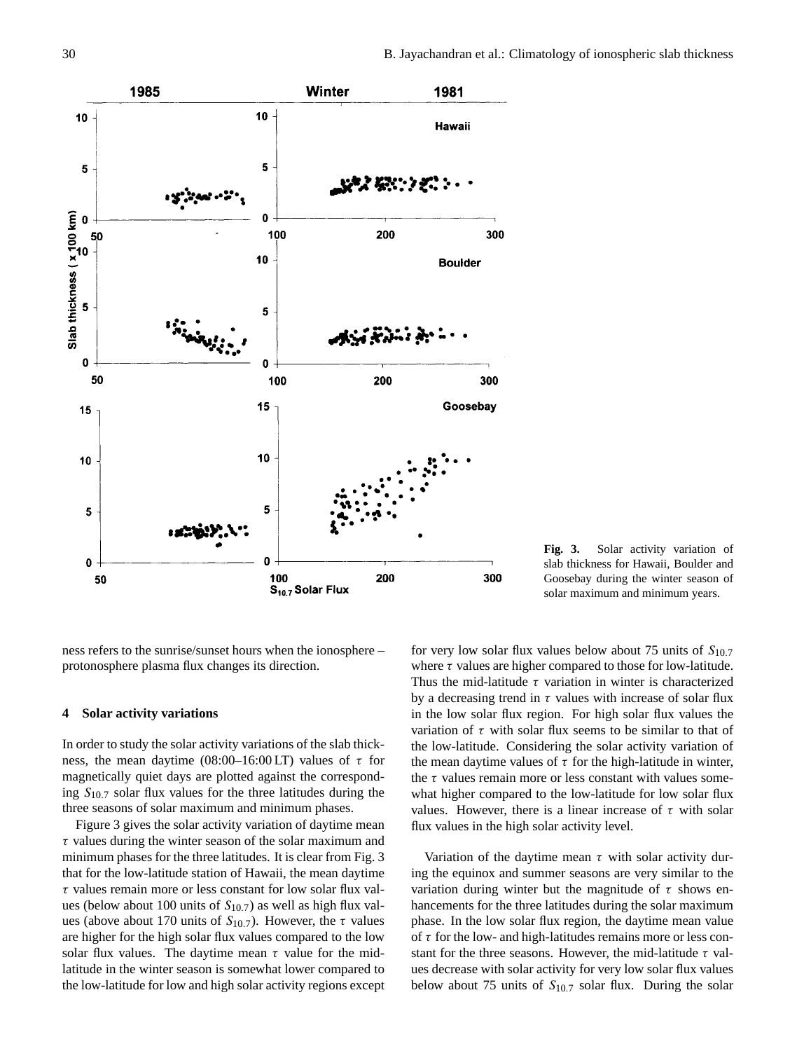Fig. 3. Solar activity variation of slab thickness for Hawaii, Boulder and Goosebay during the winter season of solar maximum and minimum years.

ness refers to the sunrise/sunset hours when the ionosphere – protonosphere plasma flux changes its direction.

## 4 Solar activity variations

In order to study the solar activity variations of the slab thickness, the mean daytime (08:00–16:00 LT) values of $\tau$ for magnetically quiet days are plotted against the corresponding $S_{10.7}$ solar flux values for the three latitudes during the three seasons of solar maximum and minimum phases.

Figure 3 gives the solar activity variation of daytime mean $\tau$ values during the winter season of the solar maximum and minimum phases for the three latitudes. It is clear from Fig. 3 that for the low-latitude station of Hawaii, the mean daytime $\tau$ values remain more or less constant for low solar flux values (below about 100 units of $S_{10.7}$) as well as high flux values (above about 170 units of $S_{10.7}$). However, the $\tau$ values are higher for the high solar flux values compared to the low solar flux values. The daytime mean $\tau$ value for the mid-latitude in the winter season is somewhat lower compared to the low-latitude for low and high solar activity regions except for very low solar flux values below about 75 units of $S_{10.7}$ where $\tau$ values are higher compared to those for low-latitude. Thus the mid-latitude $\tau$ variation in winter is characterized by a decreasing trend in $\tau$ values with increase of solar flux in the low solar flux region. For high solar flux values the variation of $\tau$ with solar flux seems to be similar to that of the low-latitude. Considering the solar activity variation of the mean daytime values of $\tau$ for the high-latitude in winter, the $\tau$ values remain more or less constant with values somewhat higher compared to the low-latitude for low solar flux values. However, there is a linear increase of $\tau$ with solar flux values in the high solar activity level.

Variation of the daytime mean $\tau$ with solar activity during the equinox and summer seasons are very similar to the variation during winter but the magnitude of $\tau$ shows enhancements for the three latitudes during the solar maximum phase. In the low solar flux region, the daytime mean value of $\tau$ for the low- and high-latitudes remains more or less constant for the three seasons. However, the mid-latitude $\tau$ values decrease with solar activity for very low solar flux values below about 75 units of $S_{10.7}$ solar flux. During the solar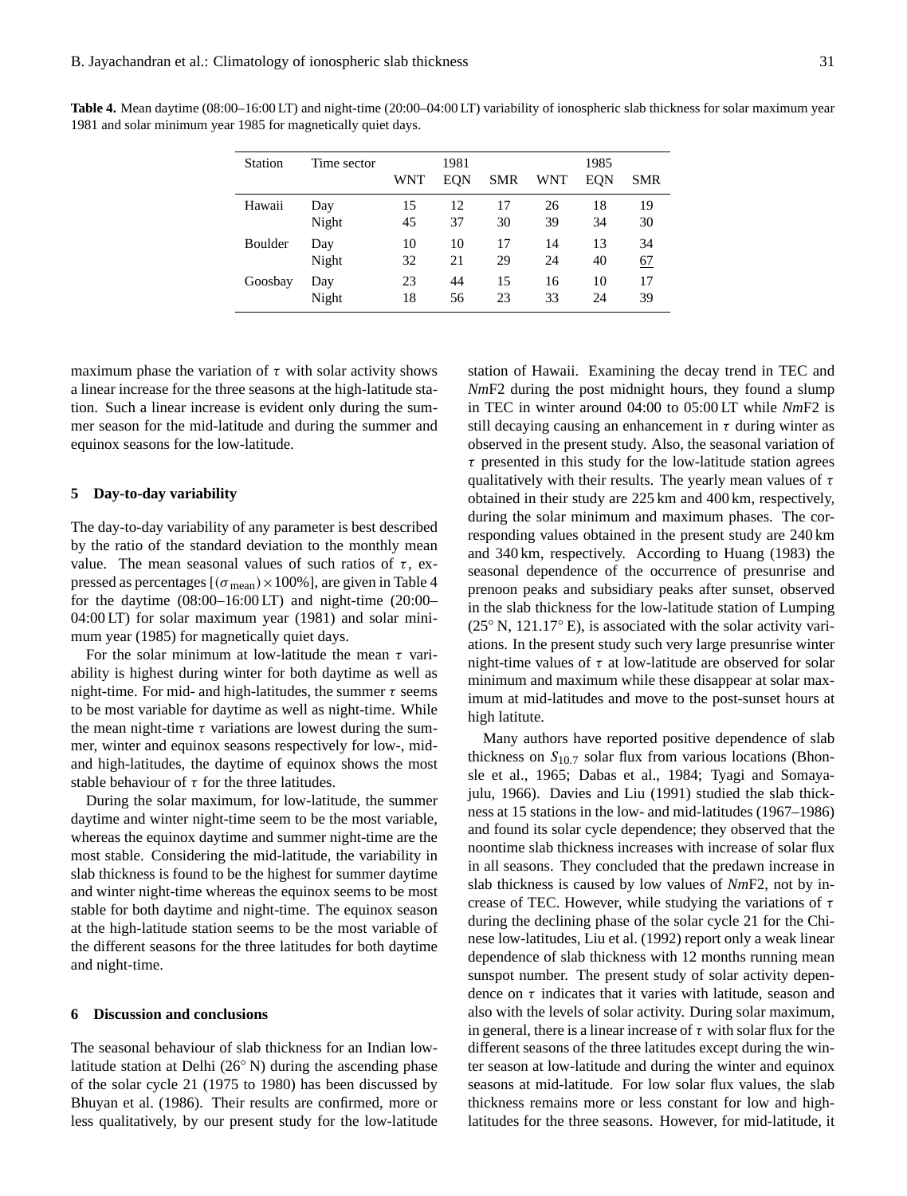**Table 4.** Mean daytime (08:00–16:00 LT) and night-time (20:00–04:00 LT) variability of ionospheric slab thickness for solar maximum year 1981 and solar minimum year 1985 for magnetically quiet days.

| Station | Time sector | 1981 | | | 1985 | | |
|---|---|---|---|---|---|---|---|
| | | WNT | EQN | SMR | WNT | EQN | SMR |
| Hawaii | Day | 15 | 12 | 17 | 26 | 18 | 19 |
| | Night | 45 | 37 | 30 | 39 | 34 | 30 |
| Boulder | Day | 10 | 10 | 17 | 14 | 13 | 34 |
| | Night | 32 | 21 | 29 | 24 | 40 | <u>67</u> |
| Goosbay | Day | 23 | 44 | 15 | 16 | 10 | 17 |
| | Night | 18 | 56 | 23 | 33 | 24 | 39 |

maximum phase the variation of $\tau$ with solar activity shows a linear increase for the three seasons at the high-latitude station. Such a linear increase is evident only during the summer season for the mid-latitude and during the summer and equinox seasons for the low-latitude.

## 5 Day-to-day variability

The day-to-day variability of any parameter is best described by the ratio of the standard deviation to the monthly mean value. The mean seasonal values of such ratios of $\tau$, expressed as percentages $[(\sigma_{\text{mean}}) \times 100\%]$, are given in Table 4 for the daytime (08:00–16:00 LT) and night-time (20:00–04:00 LT) for solar maximum year (1981) and solar minimum year (1985) for magnetically quiet days.

For the solar minimum at low-latitude the mean $\tau$ variability is highest during winter for both daytime as well as night-time. For mid- and high-latitudes, the summer $\tau$ seems to be most variable for daytime as well as night-time. While the mean night-time $\tau$ variations are lowest during the summer, winter and equinox seasons respectively for low-, mid- and high-latitudes, the daytime of equinox shows the most stable behaviour of $\tau$ for the three latitudes.

During the solar maximum, for low-latitude, the summer daytime and winter night-time seem to be the most variable, whereas the equinox daytime and summer night-time are the most stable. Considering the mid-latitude, the variability in slab thickness is found to be the highest for summer daytime and winter night-time whereas the equinox seems to be most stable for both daytime and night-time. The equinox season at the high-latitude station seems to be the most variable of the different seasons for the three latitudes for both daytime and night-time.

## 6 Discussion and conclusions

The seasonal behaviour of slab thickness for an Indian low-latitude station at Delhi (26° N) during the ascending phase of the solar cycle 21 (1975 to 1980) has been discussed by Bhuyan et al. (1986). Their results are confirmed, more or less qualitatively, by our present study for the low-latitude station of Hawaii. Examining the decay trend in TEC and *Nm*F2 during the post midnight hours, they found a slump in TEC in winter around 04:00 to 05:00 LT while *Nm*F2 is still decaying causing an enhancement in $\tau$ during winter as observed in the present study. Also, the seasonal variation of $\tau$ presented in this study for the low-latitude station agrees qualitatively with their results. The yearly mean values of $\tau$ obtained in their study are 225 km and 400 km, respectively, during the solar minimum and maximum phases. The corresponding values obtained in the present study are 240 km and 340 km, respectively. According to Huang (1983) the seasonal dependence of the occurrence of presunrise and prenoon peaks and subsidiary peaks after sunset, observed in the slab thickness for the low-latitude station of Lumping (25° N, 121.17° E), is associated with the solar activity variations. In the present study such very large presunrise winter night-time values of $\tau$ at low-latitude are observed for solar minimum and maximum while these disappear at solar maximum at mid-latitudes and move to the post-sunset hours at high latitute.

Many authors have reported positive dependence of slab thickness on $S_{10.7}$ solar flux from various locations (Bhonsle et al., 1965; Dabas et al., 1984; Tyagi and Somayajulu, 1966). Davies and Liu (1991) studied the slab thickness at 15 stations in the low- and mid-latitudes (1967–1986) and found its solar cycle dependence; they observed that the noontime slab thickness increases with increase of solar flux in all seasons. They concluded that the predawn increase in slab thickness is caused by low values of *Nm*F2, not by increase of TEC. However, while studying the variations of $\tau$ during the declining phase of the solar cycle 21 for the Chinese low-latitudes, Liu et al. (1992) report only a weak linear dependence of slab thickness with 12 months running mean sunspot number. The present study of solar activity dependence on $\tau$ indicates that it varies with latitude, season and also with the levels of solar activity. During solar maximum, in general, there is a linear increase of $\tau$ with solar flux for the different seasons of the three latitudes except during the winter season at low-latitude and during the winter and equinox seasons at mid-latitude. For low solar flux values, the slab thickness remains more or less constant for low and high-latitudes for the three seasons. However, for mid-latitude, it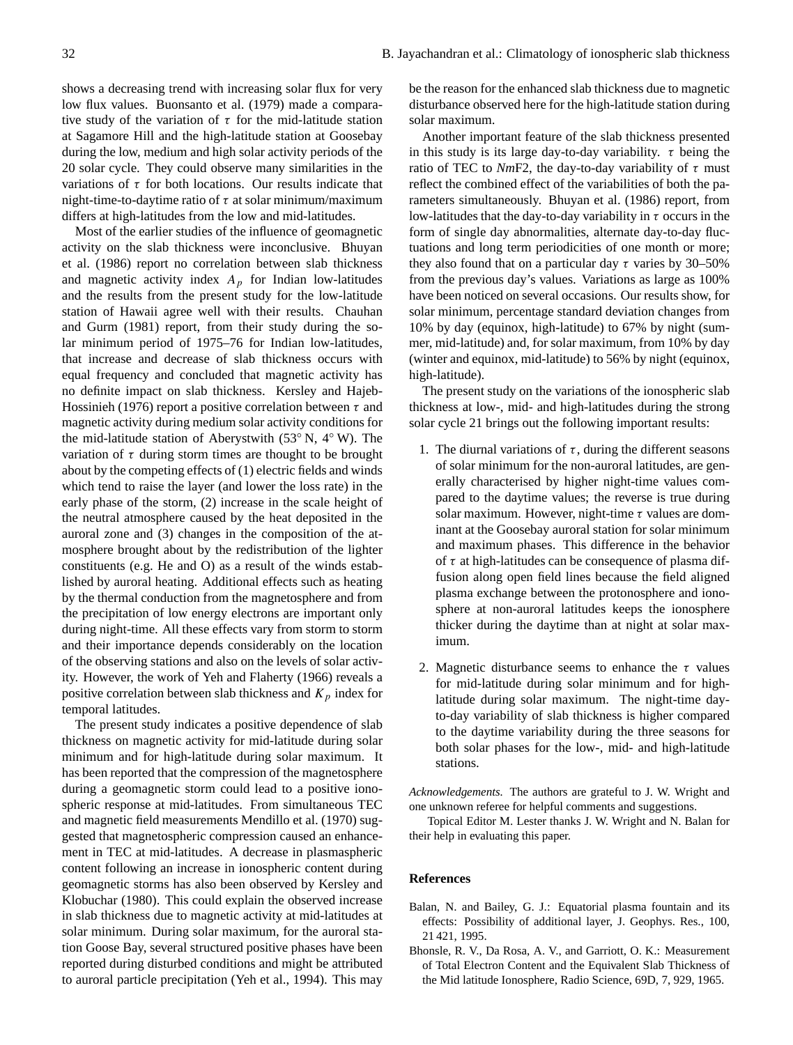shows a decreasing trend with increasing solar flux for very low flux values. Buonsanto et al. (1979) made a comparative study of the variation of $\tau$ for the mid-latitude station at Sagamore Hill and the high-latitude station at Goosebay during the low, medium and high solar activity periods of the 20 solar cycle. They could observe many similarities in the variations of $\tau$ for both locations. Our results indicate that night-time-to-daytime ratio of $\tau$ at solar minimum/maximum differs at high-latitudes from the low and mid-latitudes.

Most of the earlier studies of the influence of geomagnetic activity on the slab thickness were inconclusive. Bhuyan et al. (1986) report no correlation between slab thickness and magnetic activity index $A_p$ for Indian low-latitudes and the results from the present study for the low-latitude station of Hawaii agree well with their results. Chauhan and Gurm (1981) report, from their study during the solar minimum period of 1975–76 for Indian low-latitudes, that increase and decrease of slab thickness occurs with equal frequency and concluded that magnetic activity has no definite impact on slab thickness. Kersley and Hajeb-Hossinieh (1976) report a positive correlation between $\tau$ and magnetic activity during medium solar activity conditions for the mid-latitude station of Aberystwith (53° N, 4° W). The variation of $\tau$ during storm times are thought to be brought about by the competing effects of (1) electric fields and winds which tend to raise the layer (and lower the loss rate) in the early phase of the storm, (2) increase in the scale height of the neutral atmosphere caused by the heat deposited in the auroral zone and (3) changes in the composition of the atmosphere brought about by the redistribution of the lighter constituents (e.g. He and O) as a result of the winds established by auroral heating. Additional effects such as heating by the thermal conduction from the magnetosphere and from the precipitation of low energy electrons are important only during night-time. All these effects vary from storm to storm and their importance depends considerably on the location of the observing stations and also on the levels of solar activity. However, the work of Yeh and Flaherty (1966) reveals a positive correlation between slab thickness and $K_p$ index for temporal latitudes.

The present study indicates a positive dependence of slab thickness on magnetic activity for mid-latitude during solar minimum and for high-latitude during solar maximum. It has been reported that the compression of the magnetosphere during a geomagnetic storm could lead to a positive ionospheric response at mid-latitudes. From simultaneous TEC and magnetic field measurements Mendillo et al. (1970) suggested that magnetospheric compression caused an enhancement in TEC at mid-latitudes. A decrease in plasmaspheric content following an increase in ionospheric content during geomagnetic storms has also been observed by Kersley and Klobuchar (1980). This could explain the observed increase in slab thickness due to magnetic activity at mid-latitudes at solar minimum. During solar maximum, for the auroral station Goose Bay, several structured positive phases have been reported during disturbed conditions and might be attributed to auroral particle precipitation (Yeh et al., 1994). This may be the reason for the enhanced slab thickness due to magnetic disturbance observed here for the high-latitude station during solar maximum.

Another important feature of the slab thickness presented in this study is its large day-to-day variability. $\tau$ being the ratio of TEC to *Nm*F2, the day-to-day variability of $\tau$ must reflect the combined effect of the variabilities of both the parameters simultaneously. Bhuyan et al. (1986) report, from low-latitudes that the day-to-day variability in $\tau$ occurs in the form of single day abnormalities, alternate day-to-day fluctuations and long term periodicities of one month or more; they also found that on a particular day $\tau$ varies by 30–50% from the previous day's values. Variations as large as 100% have been noticed on several occasions. Our results show, for solar minimum, percentage standard deviation changes from 10% by day (equinox, high-latitude) to 67% by night (summer, mid-latitude) and, for solar maximum, from 10% by day (winter and equinox, mid-latitude) to 56% by night (equinox, high-latitude).

The present study on the variations of the ionospheric slab thickness at low-, mid- and high-latitudes during the strong solar cycle 21 brings out the following important results:

1. The diurnal variations of $\tau$, during the different seasons of solar minimum for the non-auroral latitudes, are generally characterised by higher night-time values compared to the daytime values; the reverse is true during solar maximum. However, night-time $\tau$ values are dominant at the Goosebay auroral station for solar minimum and maximum phases. This difference in the behavior of $\tau$ at high-latitudes can be consequence of plasma diffusion along open field lines because the field aligned plasma exchange between the protonosphere and ionosphere at non-auroral latitudes keeps the ionosphere thicker during the daytime than at night at solar maximum.

2. Magnetic disturbance seems to enhance the $\tau$ values for mid-latitude during solar minimum and for high-latitude during solar maximum. The night-time day-to-day variability of slab thickness is higher compared to the daytime variability during the three seasons for both solar phases for the low-, mid- and high-latitude stations.

*Acknowledgements.* The authors are grateful to J. W. Wright and one unknown referee for helpful comments and suggestions.

Topical Editor M. Lester thanks J. W. Wright and N. Balan for their help in evaluating this paper.

## References

Balan, N. and Bailey, G. J.: Equatorial plasma fountain and its effects: Possibility of additional layer, J. Geophys. Res., 100, 21 421, 1995.

Bhonsle, R. V., Da Rosa, A. V., and Garriott, O. K.: Measurement of Total Electron Content and the Equivalent Slab Thickness of the Mid latitude Ionosphere, Radio Science, 69D, 7, 929, 1965.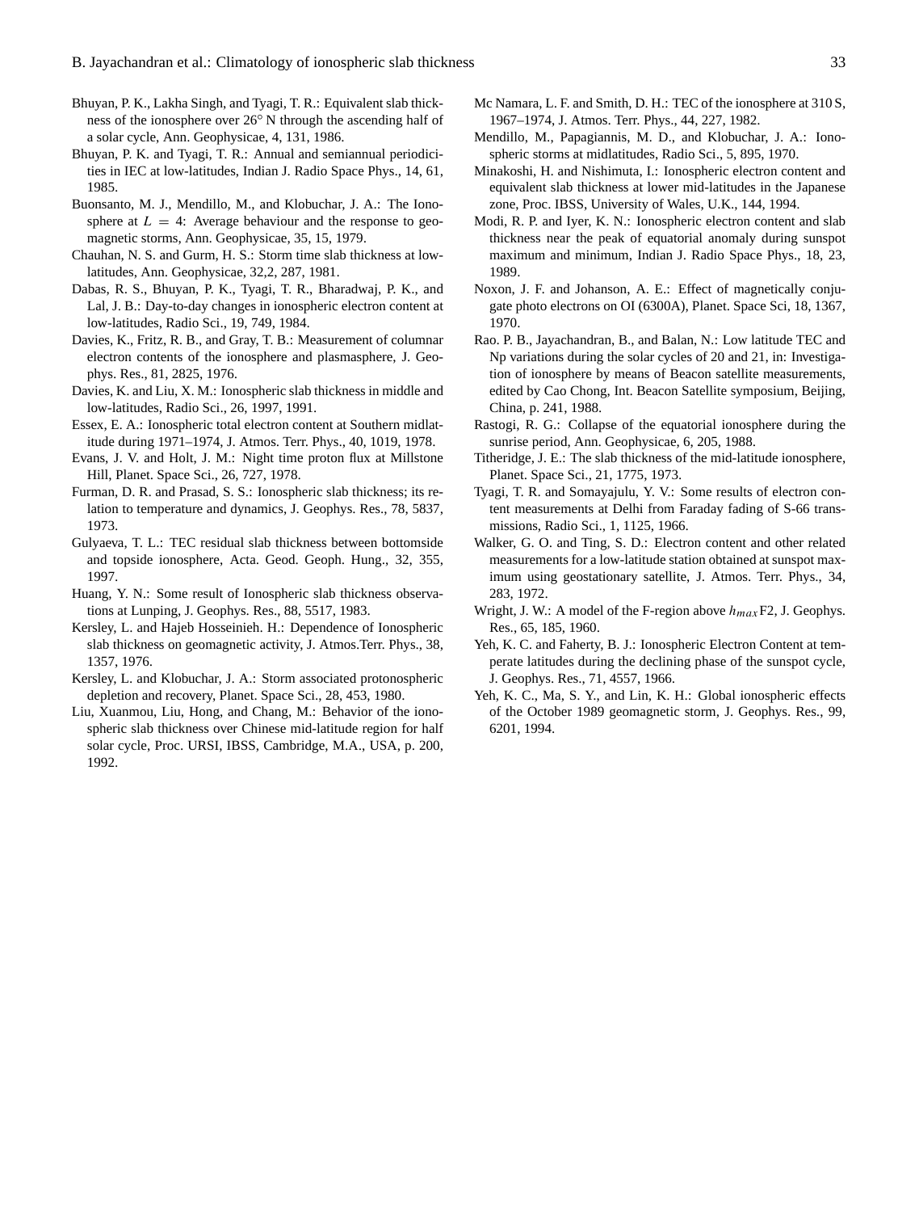Bhuyan, P. K., Lakha Singh, and Tyagi, T. R.: Equivalent slab thickness of the ionosphere over 26° N through the ascending half of a solar cycle, Ann. Geophysicae, 4, 131, 1986.

Bhuyan, P. K. and Tyagi, T. R.: Annual and semiannual periodicities in IEC at low-latitudes, Indian J. Radio Space Phys., 14, 61, 1985.

Buonsanto, M. J., Mendillo, M., and Klobuchar, J. A.: The Ionosphere at $L = 4$: Average behaviour and the response to geomagnetic storms, Ann. Geophysicae, 35, 15, 1979.

Chauhan, N. S. and Gurm, H. S.: Storm time slab thickness at low-latitudes, Ann. Geophysicae, 32,2, 287, 1981.

Dabas, R. S., Bhuyan, P. K., Tyagi, T. R., Bharadwaj, P. K., and Lal, J. B.: Day-to-day changes in ionospheric electron content at low-latitudes, Radio Sci., 19, 749, 1984.

Davies, K., Fritz, R. B., and Gray, T. B.: Measurement of columnar electron contents of the ionosphere and plasmasphere, J. Geophys. Res., 81, 2825, 1976.

Davies, K. and Liu, X. M.: Ionospheric slab thickness in middle and low-latitudes, Radio Sci., 26, 1997, 1991.

Essex, E. A.: Ionospheric total electron content at Southern midlatitude during 1971–1974, J. Atmos. Terr. Phys., 40, 1019, 1978.

Evans, J. V. and Holt, J. M.: Night time proton flux at Millstone Hill, Planet. Space Sci., 26, 727, 1978.

Furman, D. R. and Prasad, S. S.: Ionospheric slab thickness; its relation to temperature and dynamics, J. Geophys. Res., 78, 5837, 1973.

Gulyaeva, T. L.: TEC residual slab thickness between bottomside and topside ionosphere, Acta. Geod. Geoph. Hung., 32, 355, 1997.

Huang, Y. N.: Some result of Ionospheric slab thickness observations at Lunping, J. Geophys. Res., 88, 5517, 1983.

Kersley, L. and Hajeb Hosseinieh. H.: Dependence of Ionospheric slab thickness on geomagnetic activity, J. Atmos.Terr. Phys., 38, 1357, 1976.

Kersley, L. and Klobuchar, J. A.: Storm associated protonospheric depletion and recovery, Planet. Space Sci., 28, 453, 1980.

Liu, Xuanmou, Liu, Hong, and Chang, M.: Behavior of the ionospheric slab thickness over Chinese mid-latitude region for half solar cycle, Proc. URSI, IBSS, Cambridge, M.A., USA, p. 200, 1992.

Mc Namara, L. F. and Smith, D. H.: TEC of the ionosphere at 310 S, 1967–1974, J. Atmos. Terr. Phys., 44, 227, 1982.

Mendillo, M., Papagiannis, M. D., and Klobuchar, J. A.: Ionospheric storms at midlatitudes, Radio Sci., 5, 895, 1970.

Minakoshi, H. and Nishimuta, I.: Ionospheric electron content and equivalent slab thickness at lower mid-latitudes in the Japanese zone, Proc. IBSS, University of Wales, U.K., 144, 1994.

Modi, R. P. and Iyer, K. N.: Ionospheric electron content and slab thickness near the peak of equatorial anomaly during sunspot maximum and minimum, Indian J. Radio Space Phys., 18, 23, 1989.

Noxon, J. F. and Johanson, A. E.: Effect of magnetically conjugate photo electrons on OI (6300A), Planet. Space Sci, 18, 1367, 1970.

Rao. P. B., Jayachandran, B., and Balan, N.: Low latitude TEC and Np variations during the solar cycles of 20 and 21, in: Investigation of ionosphere by means of Beacon satellite measurements, edited by Cao Chong, Int. Beacon Satellite symposium, Beijing, China, p. 241, 1988.

Rastogi, R. G.: Collapse of the equatorial ionosphere during the sunrise period, Ann. Geophysicae, 6, 205, 1988.

Titheridge, J. E.: The slab thickness of the mid-latitude ionosphere, Planet. Space Sci., 21, 1775, 1973.

Tyagi, T. R. and Somayajulu, Y. V.: Some results of electron content measurements at Delhi from Faraday fading of S-66 transmissions, Radio Sci., 1, 1125, 1966.

Walker, G. O. and Ting, S. D.: Electron content and other related measurements for a low-latitude station obtained at sunspot maximum using geostationary satellite, J. Atmos. Terr. Phys., 34, 283, 1972.

Wright, J. W.: A model of the F-region above $h_{max}$F2, J. Geophys. Res., 65, 185, 1960.

Yeh, K. C. and Faherty, B. J.: Ionospheric Electron Content at temperate latitudes during the declining phase of the sunspot cycle, J. Geophys. Res., 71, 4557, 1966.

Yeh, K. C., Ma, S. Y., and Lin, K. H.: Global ionospheric effects of the October 1989 geomagnetic storm, J. Geophys. Res., 99, 6201, 1994.